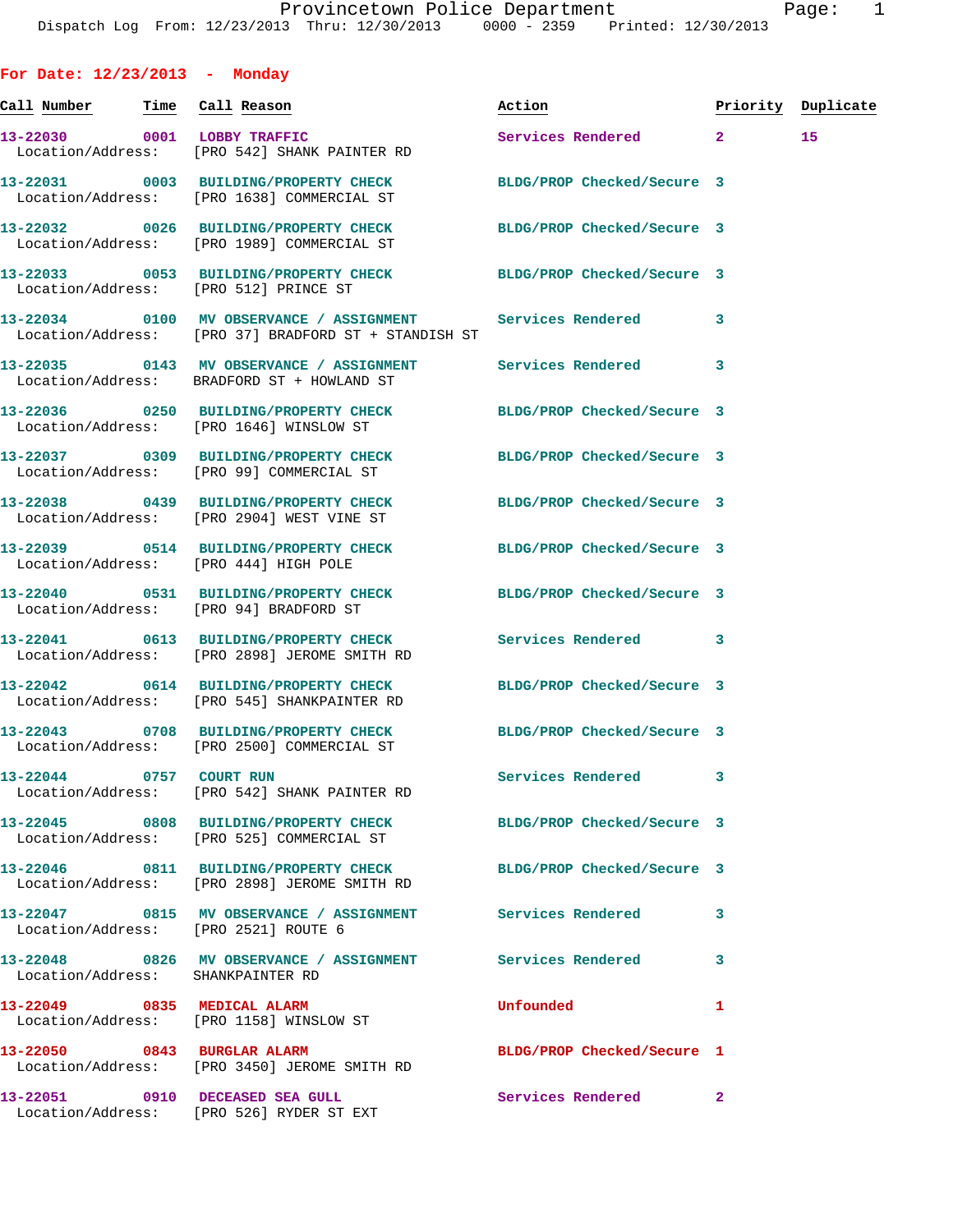Provincetown Police Department

Dispatch Log From: 12/23/2013 Thru: 12/30/2013 0000 - 2359 Printed: 12/30/2013

## For Date: 12/23/2013 - Monday

| Call Number | Time | Call Reason | Action | Priority | Duplicate |
|---|---|---|---|---|---|
| 13-22030 | 0001 | LOBBY TRAFFIC | Services Rendered | 2 | 15 |
| Location/Address: | | [PRO 542] SHANK PAINTER RD | | | |
| 13-22031 | 0003 | BUILDING/PROPERTY CHECK | BLDG/PROP Checked/Secure | 3 | |
| Location/Address: | | [PRO 1638] COMMERCIAL ST | | | |
| 13-22032 | 0026 | BUILDING/PROPERTY CHECK | BLDG/PROP Checked/Secure | 3 | |
| Location/Address: | | [PRO 1989] COMMERCIAL ST | | | |
| 13-22033 | 0053 | BUILDING/PROPERTY CHECK | BLDG/PROP Checked/Secure | 3 | |
| Location/Address: | | [PRO 512] PRINCE ST | | | |
| 13-22034 | 0100 | MV OBSERVANCE / ASSIGNMENT | Services Rendered | 3 | |
| Location/Address: | | [PRO 37] BRADFORD ST + STANDISH ST | | | |
| 13-22035 | 0143 | MV OBSERVANCE / ASSIGNMENT | Services Rendered | 3 | |
| Location/Address: | | BRADFORD ST + HOWLAND ST | | | |
| 13-22036 | 0250 | BUILDING/PROPERTY CHECK | BLDG/PROP Checked/Secure | 3 | |
| Location/Address: | | [PRO 1646] WINSLOW ST | | | |
| 13-22037 | 0309 | BUILDING/PROPERTY CHECK | BLDG/PROP Checked/Secure | 3 | |
| Location/Address: | | [PRO 99] COMMERCIAL ST | | | |
| 13-22038 | 0439 | BUILDING/PROPERTY CHECK | BLDG/PROP Checked/Secure | 3 | |
| Location/Address: | | [PRO 2904] WEST VINE ST | | | |
| 13-22039 | 0514 | BUILDING/PROPERTY CHECK | BLDG/PROP Checked/Secure | 3 | |
| Location/Address: | | [PRO 444] HIGH POLE | | | |
| 13-22040 | 0531 | BUILDING/PROPERTY CHECK | BLDG/PROP Checked/Secure | 3 | |
| Location/Address: | | [PRO 94] BRADFORD ST | | | |
| 13-22041 | 0613 | BUILDING/PROPERTY CHECK | Services Rendered | 3 | |
| Location/Address: | | [PRO 2898] JEROME SMITH RD | | | |
| 13-22042 | 0614 | BUILDING/PROPERTY CHECK | BLDG/PROP Checked/Secure | 3 | |
| Location/Address: | | [PRO 545] SHANKPAINTER RD | | | |
| 13-22043 | 0708 | BUILDING/PROPERTY CHECK | BLDG/PROP Checked/Secure | 3 | |
| Location/Address: | | [PRO 2500] COMMERCIAL ST | | | |
| 13-22044 | 0757 | COURT RUN | Services Rendered | 3 | |
| Location/Address: | | [PRO 542] SHANK PAINTER RD | | | |
| 13-22045 | 0808 | BUILDING/PROPERTY CHECK | BLDG/PROP Checked/Secure | 3 | |
| Location/Address: | | [PRO 525] COMMERCIAL ST | | | |
| 13-22046 | 0811 | BUILDING/PROPERTY CHECK | BLDG/PROP Checked/Secure | 3 | |
| Location/Address: | | [PRO 2898] JEROME SMITH RD | | | |
| 13-22047 | 0815 | MV OBSERVANCE / ASSIGNMENT | Services Rendered | 3 | |
| Location/Address: | | [PRO 2521] ROUTE 6 | | | |
| 13-22048 | 0826 | MV OBSERVANCE / ASSIGNMENT | Services Rendered | 3 | |
| Location/Address: | | SHANKPAINTER RD | | | |
| 13-22049 | 0835 | MEDICAL ALARM | Unfounded | 1 | |
| Location/Address: | | [PRO 1158] WINSLOW ST | | | |
| 13-22050 | 0843 | BURGLAR ALARM | BLDG/PROP Checked/Secure | 1 | |
| Location/Address: | | [PRO 3450] JEROME SMITH RD | | | |
| 13-22051 | 0910 | DECEASED SEA GULL | Services Rendered | 2 | |
| Location/Address: | | [PRO 526] RYDER ST EXT | | | |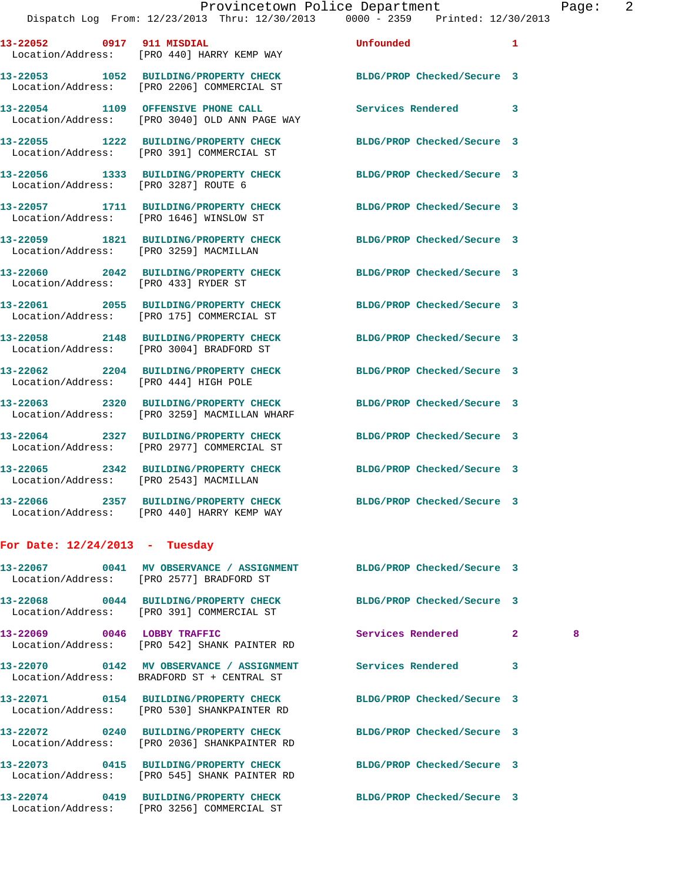13-22052 0917 911 MISDIAL Unfounded 1
Location/Address: [PRO 440] HARRY KEMP WAY

13-22053 1052 BUILDING/PROPERTY CHECK BLDG/PROP Checked/Secure 3
Location/Address: [PRO 2206] COMMERCIAL ST

13-22054 1109 OFFENSIVE PHONE CALL Services Rendered 3
Location/Address: [PRO 3040] OLD ANN PAGE WAY

13-22055 1222 BUILDING/PROPERTY CHECK BLDG/PROP Checked/Secure 3
Location/Address: [PRO 391] COMMERCIAL ST

13-22056 1333 BUILDING/PROPERTY CHECK BLDG/PROP Checked/Secure 3
Location/Address: [PRO 3287] ROUTE 6

13-22057 1711 BUILDING/PROPERTY CHECK BLDG/PROP Checked/Secure 3
Location/Address: [PRO 1646] WINSLOW ST

13-22059 1821 BUILDING/PROPERTY CHECK BLDG/PROP Checked/Secure 3
Location/Address: [PRO 3259] MACMILLAN

13-22060 2042 BUILDING/PROPERTY CHECK BLDG/PROP Checked/Secure 3
Location/Address: [PRO 433] RYDER ST

13-22061 2055 BUILDING/PROPERTY CHECK BLDG/PROP Checked/Secure 3
Location/Address: [PRO 175] COMMERCIAL ST

13-22058 2148 BUILDING/PROPERTY CHECK BLDG/PROP Checked/Secure 3
Location/Address: [PRO 3004] BRADFORD ST

13-22062 2204 BUILDING/PROPERTY CHECK BLDG/PROP Checked/Secure 3
Location/Address: [PRO 444] HIGH POLE

13-22063 2320 BUILDING/PROPERTY CHECK BLDG/PROP Checked/Secure 3
Location/Address: [PRO 3259] MACMILLAN WHARF

13-22064 2327 BUILDING/PROPERTY CHECK BLDG/PROP Checked/Secure 3
Location/Address: [PRO 2977] COMMERCIAL ST

13-22065 2342 BUILDING/PROPERTY CHECK BLDG/PROP Checked/Secure 3
Location/Address: [PRO 2543] MACMILLAN

13-22066 2357 BUILDING/PROPERTY CHECK BLDG/PROP Checked/Secure 3
Location/Address: [PRO 440] HARRY KEMP WAY

## For Date: 12/24/2013 - Tuesday

13-22067 0041 MV OBSERVANCE / ASSIGNMENT BLDG/PROP Checked/Secure 3
Location/Address: [PRO 2577] BRADFORD ST

13-22068 0044 BUILDING/PROPERTY CHECK BLDG/PROP Checked/Secure 3
Location/Address: [PRO 391] COMMERCIAL ST

13-22069 0046 LOBBY TRAFFIC Services Rendered 2 8
Location/Address: [PRO 542] SHANK PAINTER RD

13-22070 0142 MV OBSERVANCE / ASSIGNMENT Services Rendered 3
Location/Address: BRADFORD ST + CENTRAL ST

13-22071 0154 BUILDING/PROPERTY CHECK BLDG/PROP Checked/Secure 3
Location/Address: [PRO 530] SHANKPAINTER RD

13-22072 0240 BUILDING/PROPERTY CHECK BLDG/PROP Checked/Secure 3
Location/Address: [PRO 2036] SHANKPAINTER RD

13-22073 0415 BUILDING/PROPERTY CHECK BLDG/PROP Checked/Secure 3
Location/Address: [PRO 545] SHANK PAINTER RD

13-22074 0419 BUILDING/PROPERTY CHECK BLDG/PROP Checked/Secure 3
Location/Address: [PRO 3256] COMMERCIAL ST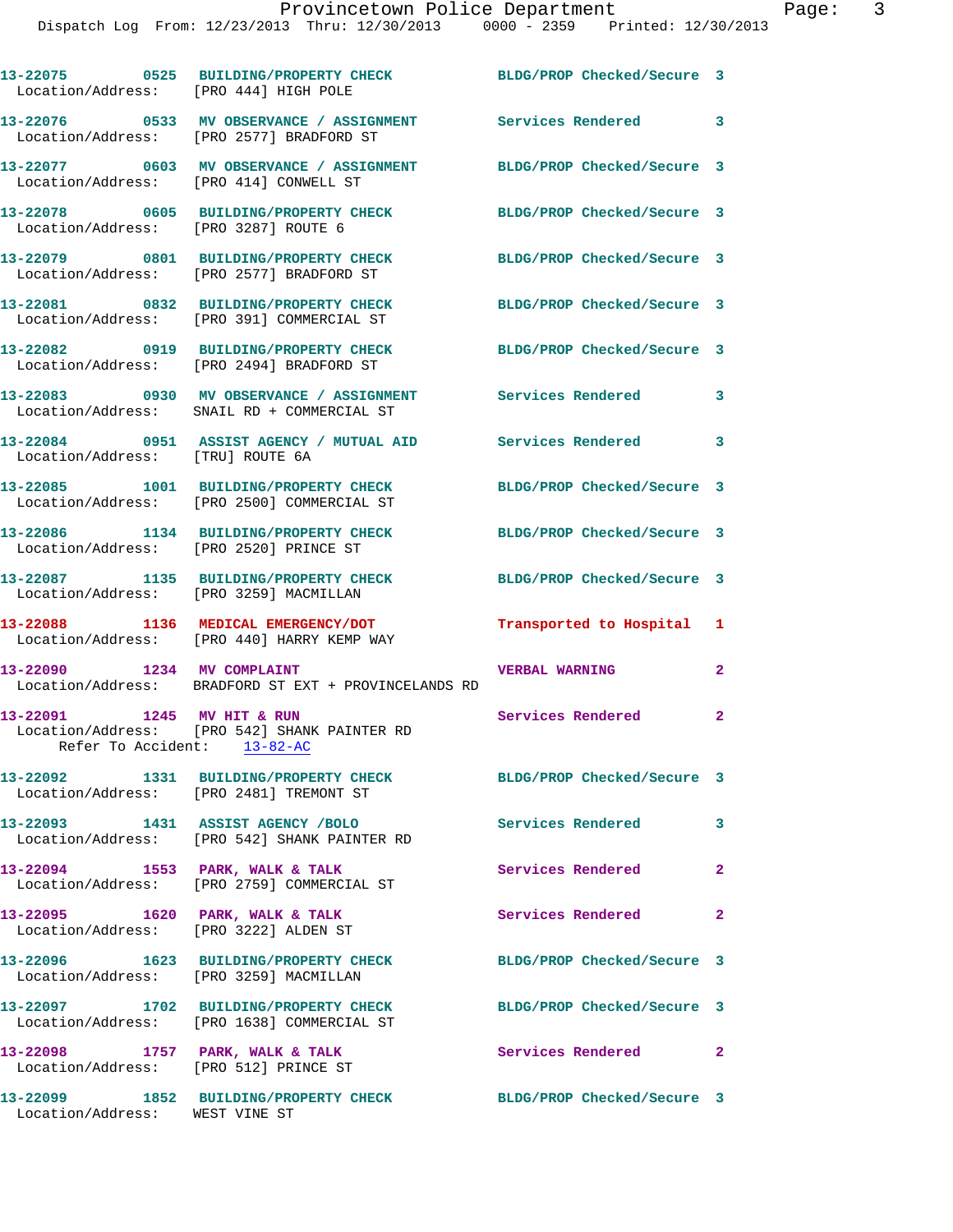| Call Number | Time | Call Reason | Action | Priority |
|---|---|---|---|---|
| 13-22075 | 0525 | BUILDING/PROPERTY CHECK | BLDG/PROP Checked/Secure | 3 |
| Location/Address: [PRO 444] HIGH POLE | | | | |
| 13-22076 | 0533 | MV OBSERVANCE / ASSIGNMENT | Services Rendered | 3 |
| Location/Address: [PRO 2577] BRADFORD ST | | | | |
| 13-22077 | 0603 | MV OBSERVANCE / ASSIGNMENT | BLDG/PROP Checked/Secure | 3 |
| Location/Address: [PRO 414] CONWELL ST | | | | |
| 13-22078 | 0605 | BUILDING/PROPERTY CHECK | BLDG/PROP Checked/Secure | 3 |
| Location/Address: [PRO 3287] ROUTE 6 | | | | |
| 13-22079 | 0801 | BUILDING/PROPERTY CHECK | BLDG/PROP Checked/Secure | 3 |
| Location/Address: [PRO 2577] BRADFORD ST | | | | |
| 13-22081 | 0832 | BUILDING/PROPERTY CHECK | BLDG/PROP Checked/Secure | 3 |
| Location/Address: [PRO 391] COMMERCIAL ST | | | | |
| 13-22082 | 0919 | BUILDING/PROPERTY CHECK | BLDG/PROP Checked/Secure | 3 |
| Location/Address: [PRO 2494] BRADFORD ST | | | | |
| 13-22083 | 0930 | MV OBSERVANCE / ASSIGNMENT | Services Rendered | 3 |
| Location/Address: SNAIL RD + COMMERCIAL ST | | | | |
| 13-22084 | 0951 | ASSIST AGENCY / MUTUAL AID | Services Rendered | 3 |
| Location/Address: [TRU] ROUTE 6A | | | | |
| 13-22085 | 1001 | BUILDING/PROPERTY CHECK | BLDG/PROP Checked/Secure | 3 |
| Location/Address: [PRO 2500] COMMERCIAL ST | | | | |
| 13-22086 | 1134 | BUILDING/PROPERTY CHECK | BLDG/PROP Checked/Secure | 3 |
| Location/Address: [PRO 2520] PRINCE ST | | | | |
| 13-22087 | 1135 | BUILDING/PROPERTY CHECK | BLDG/PROP Checked/Secure | 3 |
| Location/Address: [PRO 3259] MACMILLAN | | | | |
| 13-22088 | 1136 | MEDICAL EMERGENCY/DOT | Transported to Hospital | 1 |
| Location/Address: [PRO 440] HARRY KEMP WAY | | | | |
| 13-22090 | 1234 | MV COMPLAINT | VERBAL WARNING | 2 |
| Location/Address: BRADFORD ST EXT + PROVINCELANDS RD | | | | |
| 13-22091 | 1245 | MV HIT & RUN | Services Rendered | 2 |
| Location/Address: [PRO 542] SHANK PAINTER RD; Refer To Accident: 13-82-AC | | | | |
| 13-22092 | 1331 | BUILDING/PROPERTY CHECK | BLDG/PROP Checked/Secure | 3 |
| Location/Address: [PRO 2481] TREMONT ST | | | | |
| 13-22093 | 1431 | ASSIST AGENCY /BOLO | Services Rendered | 3 |
| Location/Address: [PRO 542] SHANK PAINTER RD | | | | |
| 13-22094 | 1553 | PARK, WALK & TALK | Services Rendered | 2 |
| Location/Address: [PRO 2759] COMMERCIAL ST | | | | |
| 13-22095 | 1620 | PARK, WALK & TALK | Services Rendered | 2 |
| Location/Address: [PRO 3222] ALDEN ST | | | | |
| 13-22096 | 1623 | BUILDING/PROPERTY CHECK | BLDG/PROP Checked/Secure | 3 |
| Location/Address: [PRO 3259] MACMILLAN | | | | |
| 13-22097 | 1702 | BUILDING/PROPERTY CHECK | BLDG/PROP Checked/Secure | 3 |
| Location/Address: [PRO 1638] COMMERCIAL ST | | | | |
| 13-22098 | 1757 | PARK, WALK & TALK | Services Rendered | 2 |
| Location/Address: [PRO 512] PRINCE ST | | | | |
| 13-22099 | 1852 | BUILDING/PROPERTY CHECK | BLDG/PROP Checked/Secure | 3 |
| Location/Address: WEST VINE ST | | | | |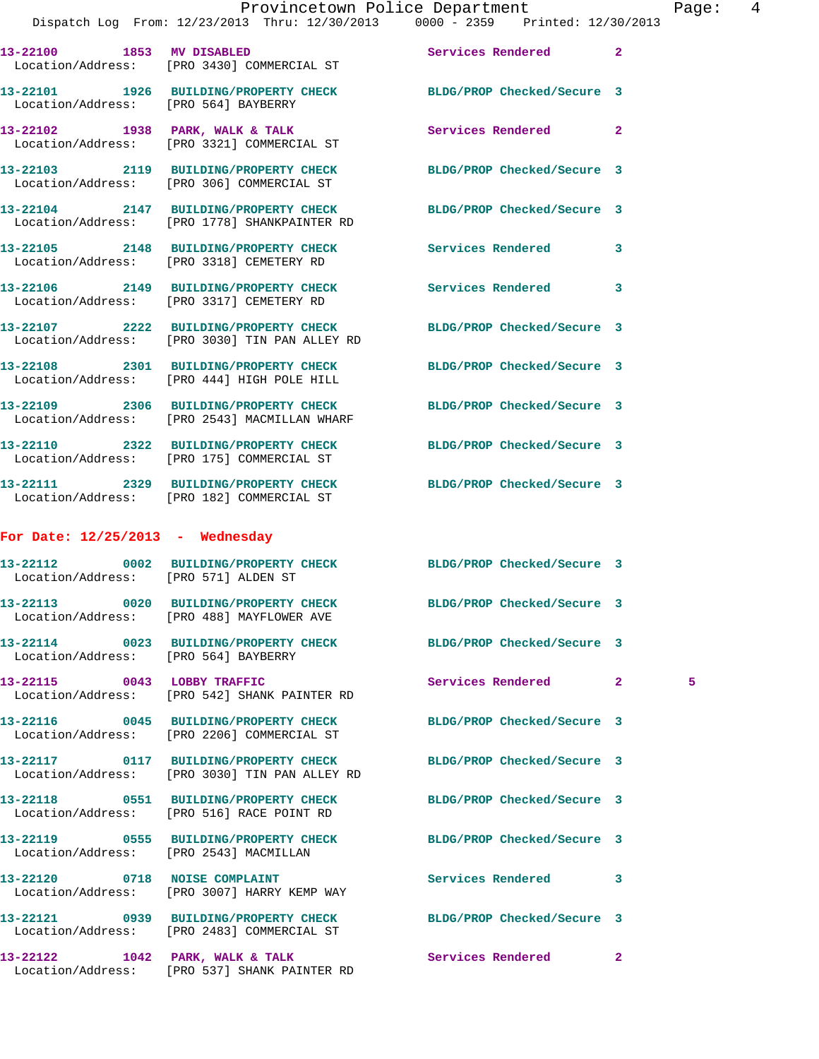13-22100 1853 MV DISABLED Services Rendered 2
Location/Address: [PRO 3430] COMMERCIAL ST

13-22101 1926 BUILDING/PROPERTY CHECK BLDG/PROP Checked/Secure 3
Location/Address: [PRO 564] BAYBERRY

13-22102 1938 PARK, WALK & TALK Services Rendered 2
Location/Address: [PRO 3321] COMMERCIAL ST

13-22103 2119 BUILDING/PROPERTY CHECK BLDG/PROP Checked/Secure 3
Location/Address: [PRO 306] COMMERCIAL ST

13-22104 2147 BUILDING/PROPERTY CHECK BLDG/PROP Checked/Secure 3
Location/Address: [PRO 1778] SHANKPAINTER RD

13-22105 2148 BUILDING/PROPERTY CHECK Services Rendered 3
Location/Address: [PRO 3318] CEMETERY RD

13-22106 2149 BUILDING/PROPERTY CHECK Services Rendered 3
Location/Address: [PRO 3317] CEMETERY RD

13-22107 2222 BUILDING/PROPERTY CHECK BLDG/PROP Checked/Secure 3
Location/Address: [PRO 3030] TIN PAN ALLEY RD

13-22108 2301 BUILDING/PROPERTY CHECK BLDG/PROP Checked/Secure 3
Location/Address: [PRO 444] HIGH POLE HILL

13-22109 2306 BUILDING/PROPERTY CHECK BLDG/PROP Checked/Secure 3
Location/Address: [PRO 2543] MACMILLAN WHARF

13-22110 2322 BUILDING/PROPERTY CHECK BLDG/PROP Checked/Secure 3
Location/Address: [PRO 175] COMMERCIAL ST

13-22111 2329 BUILDING/PROPERTY CHECK BLDG/PROP Checked/Secure 3
Location/Address: [PRO 182] COMMERCIAL ST

**For Date: 12/25/2013 - Wednesday**

13-22112 0002 BUILDING/PROPERTY CHECK BLDG/PROP Checked/Secure 3
Location/Address: [PRO 571] ALDEN ST

13-22113 0020 BUILDING/PROPERTY CHECK BLDG/PROP Checked/Secure 3
Location/Address: [PRO 488] MAYFLOWER AVE

13-22114 0023 BUILDING/PROPERTY CHECK BLDG/PROP Checked/Secure 3
Location/Address: [PRO 564] BAYBERRY

13-22115 0043 LOBBY TRAFFIC Services Rendered 2 5
Location/Address: [PRO 542] SHANK PAINTER RD

13-22116 0045 BUILDING/PROPERTY CHECK BLDG/PROP Checked/Secure 3
Location/Address: [PRO 2206] COMMERCIAL ST

13-22117 0117 BUILDING/PROPERTY CHECK BLDG/PROP Checked/Secure 3
Location/Address: [PRO 3030] TIN PAN ALLEY RD

13-22118 0551 BUILDING/PROPERTY CHECK BLDG/PROP Checked/Secure 3
Location/Address: [PRO 516] RACE POINT RD

13-22119 0555 BUILDING/PROPERTY CHECK BLDG/PROP Checked/Secure 3
Location/Address: [PRO 2543] MACMILLAN

13-22120 0718 NOISE COMPLAINT Services Rendered 3
Location/Address: [PRO 3007] HARRY KEMP WAY

13-22121 0939 BUILDING/PROPERTY CHECK BLDG/PROP Checked/Secure 3
Location/Address: [PRO 2483] COMMERCIAL ST

13-22122 1042 PARK, WALK & TALK Services Rendered 2
Location/Address: [PRO 537] SHANK PAINTER RD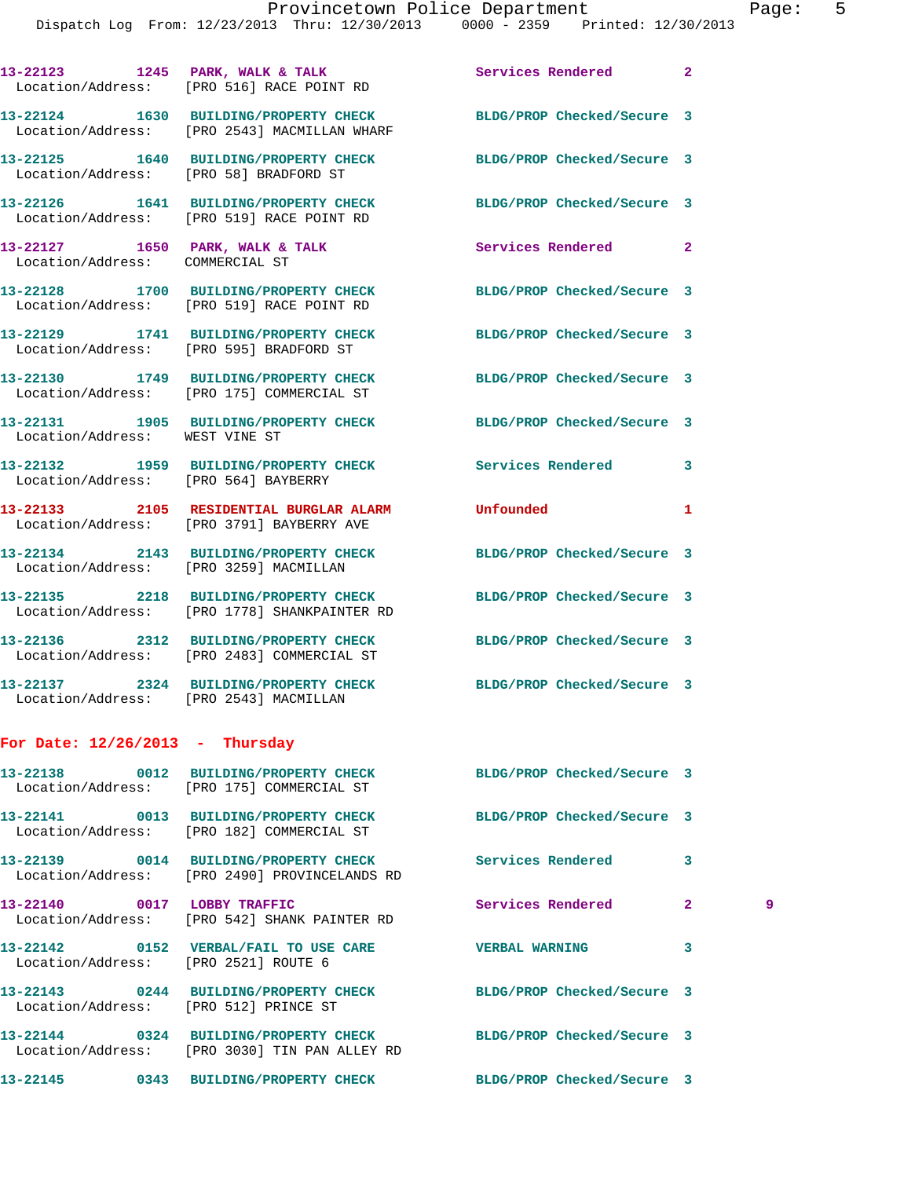13-22123 1245 PARK, WALK & TALK Services Rendered 2
Location/Address: [PRO 516] RACE POINT RD

13-22124 1630 BUILDING/PROPERTY CHECK BLDG/PROP Checked/Secure 3
Location/Address: [PRO 2543] MACMILLAN WHARF

13-22125 1640 BUILDING/PROPERTY CHECK BLDG/PROP Checked/Secure 3
Location/Address: [PRO 58] BRADFORD ST

13-22126 1641 BUILDING/PROPERTY CHECK BLDG/PROP Checked/Secure 3
Location/Address: [PRO 519] RACE POINT RD

13-22127 1650 PARK, WALK & TALK Services Rendered 2
Location/Address: COMMERCIAL ST

13-22128 1700 BUILDING/PROPERTY CHECK BLDG/PROP Checked/Secure 3
Location/Address: [PRO 519] RACE POINT RD

13-22129 1741 BUILDING/PROPERTY CHECK BLDG/PROP Checked/Secure 3
Location/Address: [PRO 595] BRADFORD ST

13-22130 1749 BUILDING/PROPERTY CHECK BLDG/PROP Checked/Secure 3
Location/Address: [PRO 175] COMMERCIAL ST

13-22131 1905 BUILDING/PROPERTY CHECK BLDG/PROP Checked/Secure 3
Location/Address: WEST VINE ST

13-22132 1959 BUILDING/PROPERTY CHECK Services Rendered 3
Location/Address: [PRO 564] BAYBERRY

13-22133 2105 RESIDENTIAL BURGLAR ALARM Unfounded 1
Location/Address: [PRO 3791] BAYBERRY AVE

13-22134 2143 BUILDING/PROPERTY CHECK BLDG/PROP Checked/Secure 3
Location/Address: [PRO 3259] MACMILLAN

13-22135 2218 BUILDING/PROPERTY CHECK BLDG/PROP Checked/Secure 3
Location/Address: [PRO 1778] SHANKPAINTER RD

13-22136 2312 BUILDING/PROPERTY CHECK BLDG/PROP Checked/Secure 3
Location/Address: [PRO 2483] COMMERCIAL ST

13-22137 2324 BUILDING/PROPERTY CHECK BLDG/PROP Checked/Secure 3
Location/Address: [PRO 2543] MACMILLAN

**For Date: 12/26/2013 - Thursday**

13-22138 0012 BUILDING/PROPERTY CHECK BLDG/PROP Checked/Secure 3
Location/Address: [PRO 175] COMMERCIAL ST

13-22141 0013 BUILDING/PROPERTY CHECK BLDG/PROP Checked/Secure 3
Location/Address: [PRO 182] COMMERCIAL ST

13-22139 0014 BUILDING/PROPERTY CHECK Services Rendered 3
Location/Address: [PRO 2490] PROVINCELANDS RD

13-22140 0017 LOBBY TRAFFIC Services Rendered 2 9
Location/Address: [PRO 542] SHANK PAINTER RD

13-22142 0152 VERBAL/FAIL TO USE CARE VERBAL WARNING 3
Location/Address: [PRO 2521] ROUTE 6

13-22143 0244 BUILDING/PROPERTY CHECK BLDG/PROP Checked/Secure 3
Location/Address: [PRO 512] PRINCE ST

13-22144 0324 BUILDING/PROPERTY CHECK BLDG/PROP Checked/Secure 3
Location/Address: [PRO 3030] TIN PAN ALLEY RD

13-22145 0343 BUILDING/PROPERTY CHECK BLDG/PROP Checked/Secure 3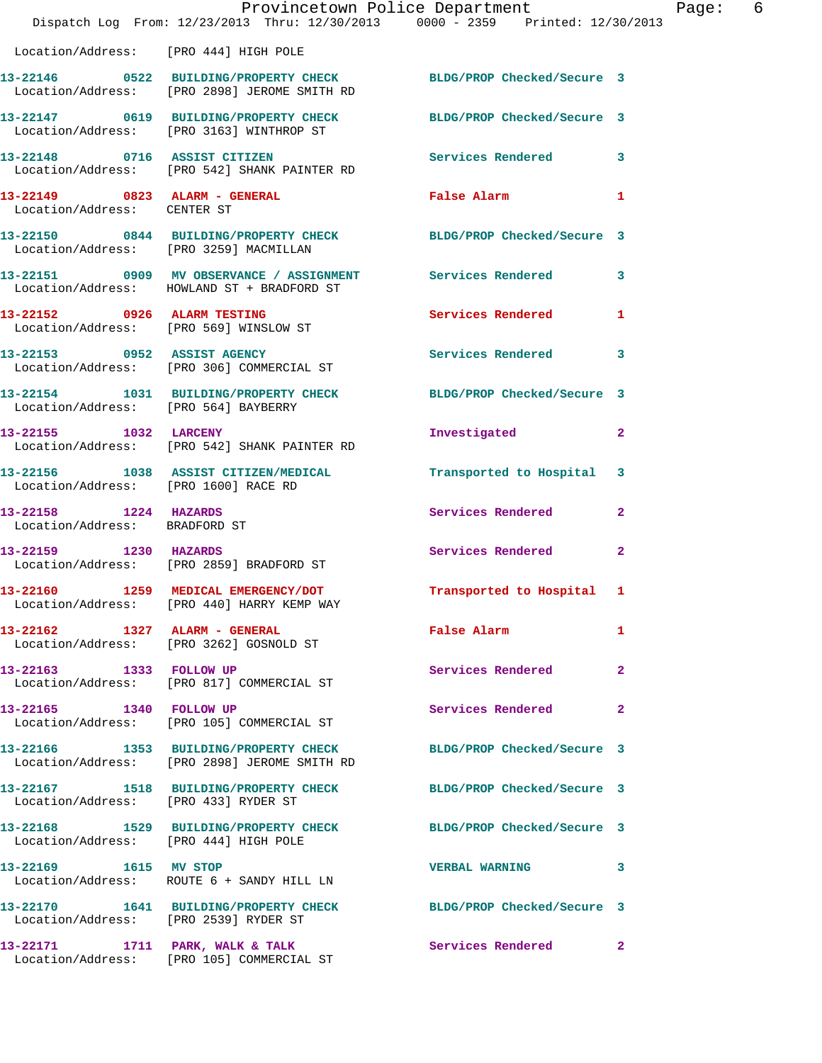Location/Address: [PRO 444] HIGH POLE

13-22146 0522 BUILDING/PROPERTY CHECK BLDG/PROP Checked/Secure 3
Location/Address: [PRO 2898] JEROME SMITH RD

13-22147 0619 BUILDING/PROPERTY CHECK BLDG/PROP Checked/Secure 3
Location/Address: [PRO 3163] WINTHROP ST

13-22148 0716 ASSIST CITIZEN Services Rendered 3
Location/Address: [PRO 542] SHANK PAINTER RD

13-22149 0823 ALARM - GENERAL False Alarm 1
Location/Address: CENTER ST

13-22150 0844 BUILDING/PROPERTY CHECK BLDG/PROP Checked/Secure 3
Location/Address: [PRO 3259] MACMILLAN

13-22151 0909 MV OBSERVANCE / ASSIGNMENT Services Rendered 3
Location/Address: HOWLAND ST + BRADFORD ST

13-22152 0926 ALARM TESTING Services Rendered 1
Location/Address: [PRO 569] WINSLOW ST

13-22153 0952 ASSIST AGENCY Services Rendered 3
Location/Address: [PRO 306] COMMERCIAL ST

13-22154 1031 BUILDING/PROPERTY CHECK BLDG/PROP Checked/Secure 3
Location/Address: [PRO 564] BAYBERRY

13-22155 1032 LARCENY Investigated 2
Location/Address: [PRO 542] SHANK PAINTER RD

13-22156 1038 ASSIST CITIZEN/MEDICAL Transported to Hospital 3
Location/Address: [PRO 1600] RACE RD

13-22158 1224 HAZARDS Services Rendered 2
Location/Address: BRADFORD ST

13-22159 1230 HAZARDS Services Rendered 2
Location/Address: [PRO 2859] BRADFORD ST

13-22160 1259 MEDICAL EMERGENCY/DOT Transported to Hospital 1
Location/Address: [PRO 440] HARRY KEMP WAY

13-22162 1327 ALARM - GENERAL False Alarm 1
Location/Address: [PRO 3262] GOSNOLD ST

13-22163 1333 FOLLOW UP Services Rendered 2
Location/Address: [PRO 817] COMMERCIAL ST

13-22165 1340 FOLLOW UP Services Rendered 2
Location/Address: [PRO 105] COMMERCIAL ST

13-22166 1353 BUILDING/PROPERTY CHECK BLDG/PROP Checked/Secure 3
Location/Address: [PRO 2898] JEROME SMITH RD

13-22167 1518 BUILDING/PROPERTY CHECK BLDG/PROP Checked/Secure 3
Location/Address: [PRO 433] RYDER ST

13-22168 1529 BUILDING/PROPERTY CHECK BLDG/PROP Checked/Secure 3
Location/Address: [PRO 444] HIGH POLE

13-22169 1615 MV STOP VERBAL WARNING 3
Location/Address: ROUTE 6 + SANDY HILL LN

13-22170 1641 BUILDING/PROPERTY CHECK BLDG/PROP Checked/Secure 3
Location/Address: [PRO 2539] RYDER ST

13-22171 1711 PARK, WALK & TALK Services Rendered 2
Location/Address: [PRO 105] COMMERCIAL ST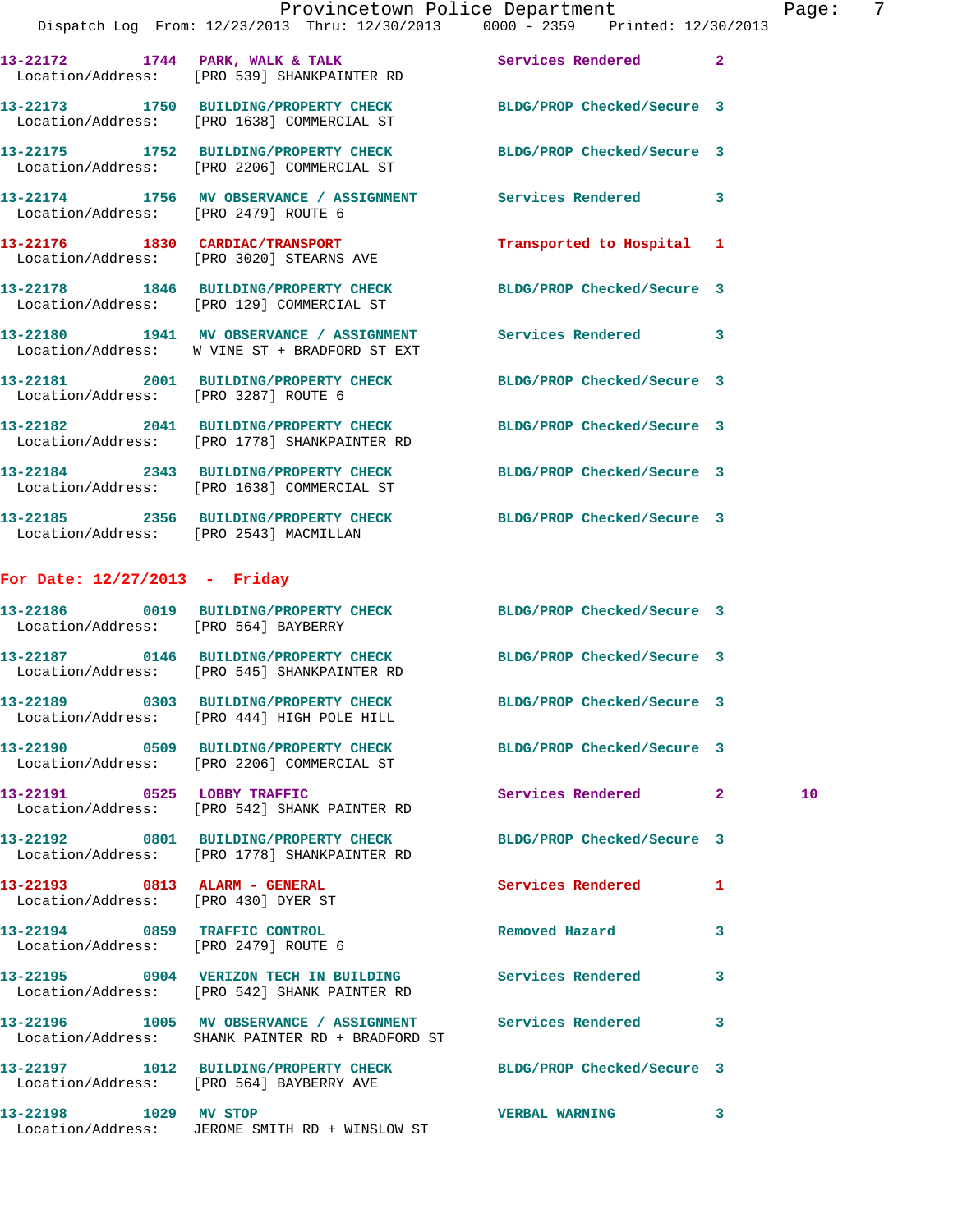13-22172 1744 PARK, WALK & TALK Services Rendered 2
 Location/Address: [PRO 539] SHANKPAINTER RD

13-22173 1750 BUILDING/PROPERTY CHECK BLDG/PROP Checked/Secure 3
 Location/Address: [PRO 1638] COMMERCIAL ST

13-22175 1752 BUILDING/PROPERTY CHECK BLDG/PROP Checked/Secure 3
 Location/Address: [PRO 2206] COMMERCIAL ST

13-22174 1756 MV OBSERVANCE / ASSIGNMENT Services Rendered 3
 Location/Address: [PRO 2479] ROUTE 6

13-22176 1830 CARDIAC/TRANSPORT Transported to Hospital 1
 Location/Address: [PRO 3020] STEARNS AVE

13-22178 1846 BUILDING/PROPERTY CHECK BLDG/PROP Checked/Secure 3
 Location/Address: [PRO 129] COMMERCIAL ST

13-22180 1941 MV OBSERVANCE / ASSIGNMENT Services Rendered 3
 Location/Address: W VINE ST + BRADFORD ST EXT

13-22181 2001 BUILDING/PROPERTY CHECK BLDG/PROP Checked/Secure 3
 Location/Address: [PRO 3287] ROUTE 6

13-22182 2041 BUILDING/PROPERTY CHECK BLDG/PROP Checked/Secure 3
 Location/Address: [PRO 1778] SHANKPAINTER RD

13-22184 2343 BUILDING/PROPERTY CHECK BLDG/PROP Checked/Secure 3
 Location/Address: [PRO 1638] COMMERCIAL ST

13-22185 2356 BUILDING/PROPERTY CHECK BLDG/PROP Checked/Secure 3
 Location/Address: [PRO 2543] MACMILLAN

**For Date: 12/27/2013 - Friday**

13-22186 0019 BUILDING/PROPERTY CHECK BLDG/PROP Checked/Secure 3
 Location/Address: [PRO 564] BAYBERRY

13-22187 0146 BUILDING/PROPERTY CHECK BLDG/PROP Checked/Secure 3
 Location/Address: [PRO 545] SHANKPAINTER RD

13-22189 0303 BUILDING/PROPERTY CHECK BLDG/PROP Checked/Secure 3
 Location/Address: [PRO 444] HIGH POLE HILL

13-22190 0509 BUILDING/PROPERTY CHECK BLDG/PROP Checked/Secure 3
 Location/Address: [PRO 2206] COMMERCIAL ST

13-22191 0525 LOBBY TRAFFIC Services Rendered 2 10
 Location/Address: [PRO 542] SHANK PAINTER RD

13-22192 0801 BUILDING/PROPERTY CHECK BLDG/PROP Checked/Secure 3
 Location/Address: [PRO 1778] SHANKPAINTER RD

13-22193 0813 ALARM - GENERAL Services Rendered 1
 Location/Address: [PRO 430] DYER ST

13-22194 0859 TRAFFIC CONTROL Removed Hazard 3
 Location/Address: [PRO 2479] ROUTE 6

13-22195 0904 VERIZON TECH IN BUILDING Services Rendered 3
 Location/Address: [PRO 542] SHANK PAINTER RD

13-22196 1005 MV OBSERVANCE / ASSIGNMENT Services Rendered 3
 Location/Address: SHANK PAINTER RD + BRADFORD ST

13-22197 1012 BUILDING/PROPERTY CHECK BLDG/PROP Checked/Secure 3
 Location/Address: [PRO 564] BAYBERRY AVE

13-22198 1029 MV STOP VERBAL WARNING 3
 Location/Address: JEROME SMITH RD + WINSLOW ST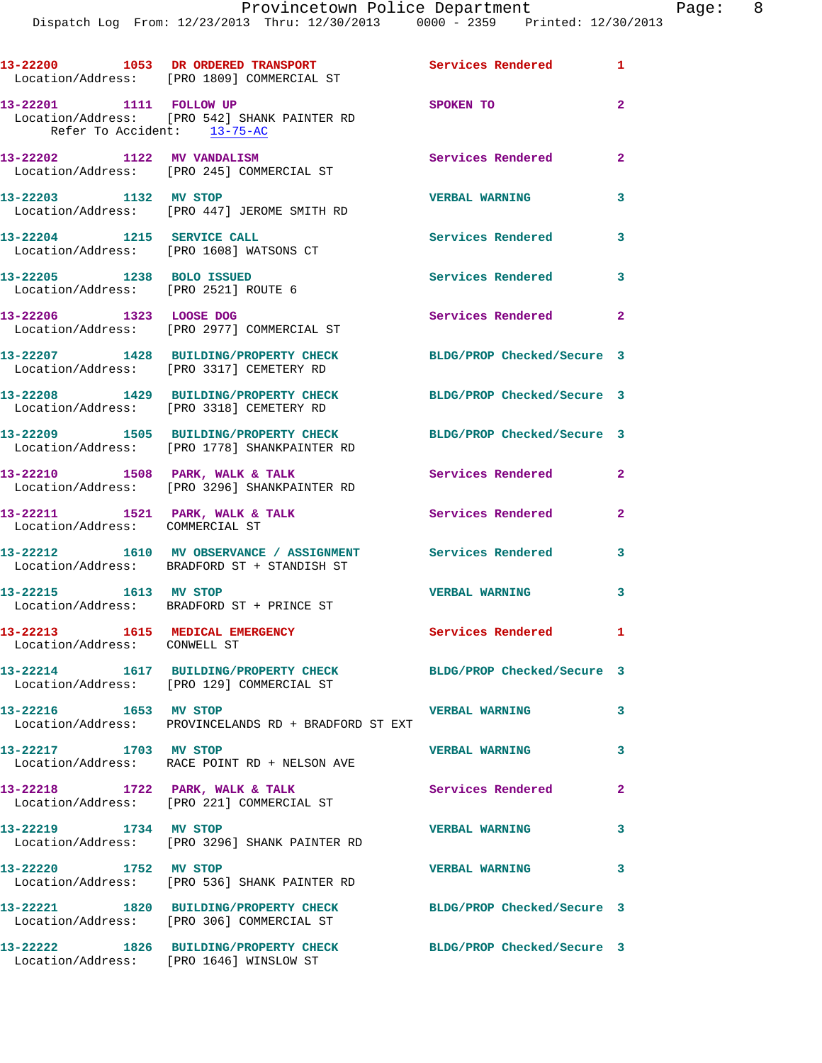13-22200 1053 DR ORDERED TRANSPORT Services Rendered 1
Location/Address: [PRO 1809] COMMERCIAL ST

13-22201 1111 FOLLOW UP SPOKEN TO 2
Location/Address: [PRO 542] SHANK PAINTER RD
Refer To Accident: 13-75-AC

13-22202 1122 MV VANDALISM Services Rendered 2
Location/Address: [PRO 245] COMMERCIAL ST

13-22203 1132 MV STOP VERBAL WARNING 3
Location/Address: [PRO 447] JEROME SMITH RD

13-22204 1215 SERVICE CALL Services Rendered 3
Location/Address: [PRO 1608] WATSONS CT

13-22205 1238 BOLO ISSUED Services Rendered 3
Location/Address: [PRO 2521] ROUTE 6

13-22206 1323 LOOSE DOG Services Rendered 2
Location/Address: [PRO 2977] COMMERCIAL ST

13-22207 1428 BUILDING/PROPERTY CHECK BLDG/PROP Checked/Secure 3
Location/Address: [PRO 3317] CEMETERY RD

13-22208 1429 BUILDING/PROPERTY CHECK BLDG/PROP Checked/Secure 3
Location/Address: [PRO 3318] CEMETERY RD

13-22209 1505 BUILDING/PROPERTY CHECK BLDG/PROP Checked/Secure 3
Location/Address: [PRO 1778] SHANKPAINTER RD

13-22210 1508 PARK, WALK & TALK Services Rendered 2
Location/Address: [PRO 3296] SHANKPAINTER RD

13-22211 1521 PARK, WALK & TALK Services Rendered 2
Location/Address: COMMERCIAL ST

13-22212 1610 MV OBSERVANCE / ASSIGNMENT Services Rendered 3
Location/Address: BRADFORD ST + STANDISH ST

13-22215 1613 MV STOP VERBAL WARNING 3
Location/Address: BRADFORD ST + PRINCE ST

13-22213 1615 MEDICAL EMERGENCY Services Rendered 1
Location/Address: CONWELL ST

13-22214 1617 BUILDING/PROPERTY CHECK BLDG/PROP Checked/Secure 3
Location/Address: [PRO 129] COMMERCIAL ST

13-22216 1653 MV STOP VERBAL WARNING 3
Location/Address: PROVINCELANDS RD + BRADFORD ST EXT

13-22217 1703 MV STOP VERBAL WARNING 3
Location/Address: RACE POINT RD + NELSON AVE

13-22218 1722 PARK, WALK & TALK Services Rendered 2
Location/Address: [PRO 221] COMMERCIAL ST

13-22219 1734 MV STOP VERBAL WARNING 3
Location/Address: [PRO 3296] SHANK PAINTER RD

13-22220 1752 MV STOP VERBAL WARNING 3
Location/Address: [PRO 536] SHANK PAINTER RD

13-22221 1820 BUILDING/PROPERTY CHECK BLDG/PROP Checked/Secure 3
Location/Address: [PRO 306] COMMERCIAL ST

13-22222 1826 BUILDING/PROPERTY CHECK BLDG/PROP Checked/Secure 3
Location/Address: [PRO 1646] WINSLOW ST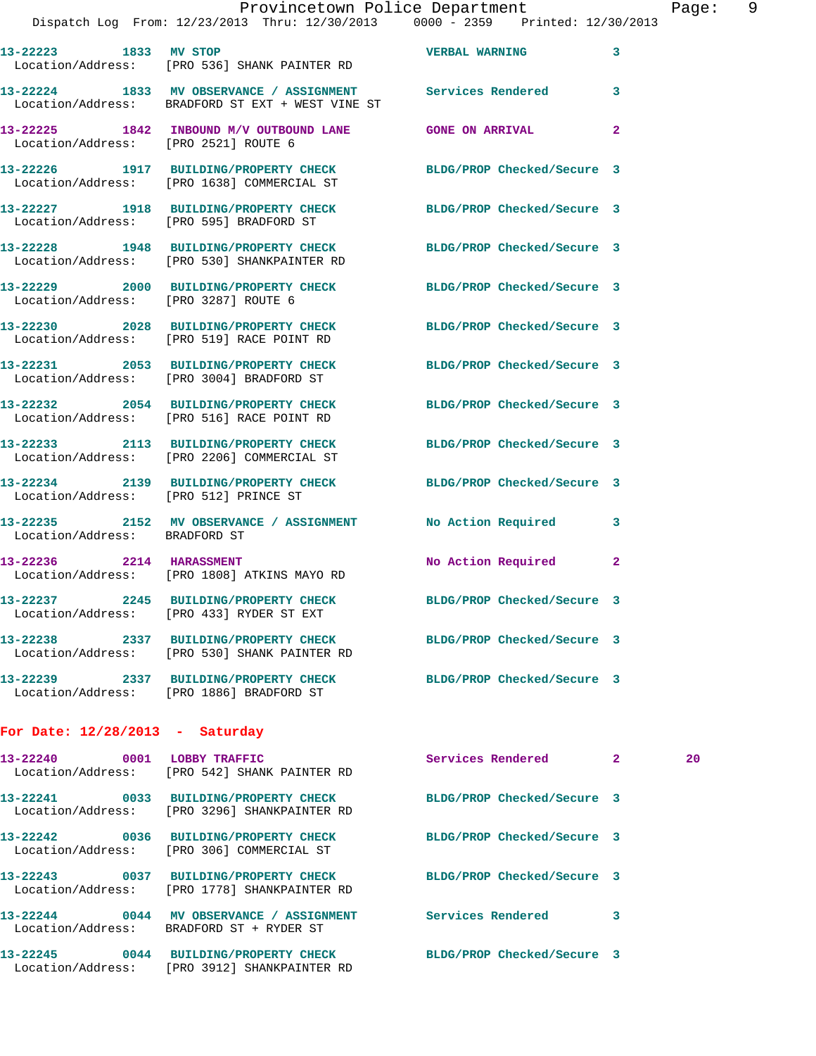13-22223 1833 MV STOP VERBAL WARNING 3
Location/Address: [PRO 536] SHANK PAINTER RD

13-22224 1833 MV OBSERVANCE / ASSIGNMENT Services Rendered 3
Location/Address: BRADFORD ST EXT + WEST VINE ST

13-22225 1842 INBOUND M/V OUTBOUND LANE GONE ON ARRIVAL 2
Location/Address: [PRO 2521] ROUTE 6

13-22226 1917 BUILDING/PROPERTY CHECK BLDG/PROP Checked/Secure 3
Location/Address: [PRO 1638] COMMERCIAL ST

13-22227 1918 BUILDING/PROPERTY CHECK BLDG/PROP Checked/Secure 3
Location/Address: [PRO 595] BRADFORD ST

13-22228 1948 BUILDING/PROPERTY CHECK BLDG/PROP Checked/Secure 3
Location/Address: [PRO 530] SHANKPAINTER RD

13-22229 2000 BUILDING/PROPERTY CHECK BLDG/PROP Checked/Secure 3
Location/Address: [PRO 3287] ROUTE 6

13-22230 2028 BUILDING/PROPERTY CHECK BLDG/PROP Checked/Secure 3
Location/Address: [PRO 519] RACE POINT RD

13-22231 2053 BUILDING/PROPERTY CHECK BLDG/PROP Checked/Secure 3
Location/Address: [PRO 3004] BRADFORD ST

13-22232 2054 BUILDING/PROPERTY CHECK BLDG/PROP Checked/Secure 3
Location/Address: [PRO 516] RACE POINT RD

13-22233 2113 BUILDING/PROPERTY CHECK BLDG/PROP Checked/Secure 3
Location/Address: [PRO 2206] COMMERCIAL ST

13-22234 2139 BUILDING/PROPERTY CHECK BLDG/PROP Checked/Secure 3
Location/Address: [PRO 512] PRINCE ST

13-22235 2152 MV OBSERVANCE / ASSIGNMENT No Action Required 3
Location/Address: BRADFORD ST

13-22236 2214 HARASSMENT No Action Required 2
Location/Address: [PRO 1808] ATKINS MAYO RD

13-22237 2245 BUILDING/PROPERTY CHECK BLDG/PROP Checked/Secure 3
Location/Address: [PRO 433] RYDER ST EXT

13-22238 2337 BUILDING/PROPERTY CHECK BLDG/PROP Checked/Secure 3
Location/Address: [PRO 530] SHANK PAINTER RD

13-22239 2337 BUILDING/PROPERTY CHECK BLDG/PROP Checked/Secure 3
Location/Address: [PRO 1886] BRADFORD ST

## For Date: 12/28/2013 - Saturday

13-22240 0001 LOBBY TRAFFIC Services Rendered 2 20
Location/Address: [PRO 542] SHANK PAINTER RD

13-22241 0033 BUILDING/PROPERTY CHECK BLDG/PROP Checked/Secure 3
Location/Address: [PRO 3296] SHANKPAINTER RD

13-22242 0036 BUILDING/PROPERTY CHECK BLDG/PROP Checked/Secure 3
Location/Address: [PRO 306] COMMERCIAL ST

13-22243 0037 BUILDING/PROPERTY CHECK BLDG/PROP Checked/Secure 3
Location/Address: [PRO 1778] SHANKPAINTER RD

13-22244 0044 MV OBSERVANCE / ASSIGNMENT Services Rendered 3
Location/Address: BRADFORD ST + RYDER ST

13-22245 0044 BUILDING/PROPERTY CHECK BLDG/PROP Checked/Secure 3
Location/Address: [PRO 3912] SHANKPAINTER RD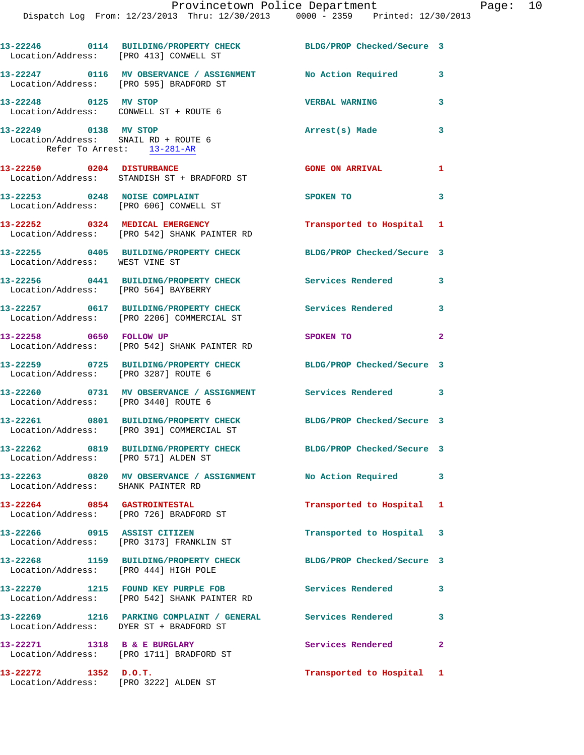13-22246 0114 BUILDING/PROPERTY CHECK BLDG/PROP Checked/Secure 3
Location/Address: [PRO 413] CONWELL ST

13-22247 0116 MV OBSERVANCE / ASSIGNMENT No Action Required 3
Location/Address: [PRO 595] BRADFORD ST

13-22248 0125 MV STOP VERBAL WARNING 3
Location/Address: CONWELL ST + ROUTE 6

13-22249 0138 MV STOP Arrest(s) Made 3
Location/Address: SNAIL RD + ROUTE 6
Refer To Arrest: 13-281-AR

13-22250 0204 DISTURBANCE GONE ON ARRIVAL 1
Location/Address: STANDISH ST + BRADFORD ST

13-22253 0248 NOISE COMPLAINT SPOKEN TO 3
Location/Address: [PRO 606] CONWELL ST

13-22252 0324 MEDICAL EMERGENCY Transported to Hospital 1
Location/Address: [PRO 542] SHANK PAINTER RD

13-22255 0405 BUILDING/PROPERTY CHECK BLDG/PROP Checked/Secure 3
Location/Address: WEST VINE ST

13-22256 0441 BUILDING/PROPERTY CHECK Services Rendered 3
Location/Address: [PRO 564] BAYBERRY

13-22257 0617 BUILDING/PROPERTY CHECK Services Rendered 3
Location/Address: [PRO 2206] COMMERCIAL ST

13-22258 0650 FOLLOW UP SPOKEN TO 2
Location/Address: [PRO 542] SHANK PAINTER RD

13-22259 0725 BUILDING/PROPERTY CHECK BLDG/PROP Checked/Secure 3
Location/Address: [PRO 3287] ROUTE 6

13-22260 0731 MV OBSERVANCE / ASSIGNMENT Services Rendered 3
Location/Address: [PRO 3440] ROUTE 6

13-22261 0801 BUILDING/PROPERTY CHECK BLDG/PROP Checked/Secure 3
Location/Address: [PRO 391] COMMERCIAL ST

13-22262 0819 BUILDING/PROPERTY CHECK BLDG/PROP Checked/Secure 3
Location/Address: [PRO 571] ALDEN ST

13-22263 0820 MV OBSERVANCE / ASSIGNMENT No Action Required 3
Location/Address: SHANK PAINTER RD

13-22264 0854 GASTROINTESTAL Transported to Hospital 1
Location/Address: [PRO 726] BRADFORD ST

13-22266 0915 ASSIST CITIZEN Transported to Hospital 3
Location/Address: [PRO 3173] FRANKLIN ST

13-22268 1159 BUILDING/PROPERTY CHECK BLDG/PROP Checked/Secure 3
Location/Address: [PRO 444] HIGH POLE

13-22270 1215 FOUND KEY PURPLE FOB Services Rendered 3
Location/Address: [PRO 542] SHANK PAINTER RD

13-22269 1216 PARKING COMPLAINT / GENERAL Services Rendered 3
Location/Address: DYER ST + BRADFORD ST

13-22271 1318 B & E BURGLARY Services Rendered 2
Location/Address: [PRO 1711] BRADFORD ST

13-22272 1352 D.O.T. Transported to Hospital 1
Location/Address: [PRO 3222] ALDEN ST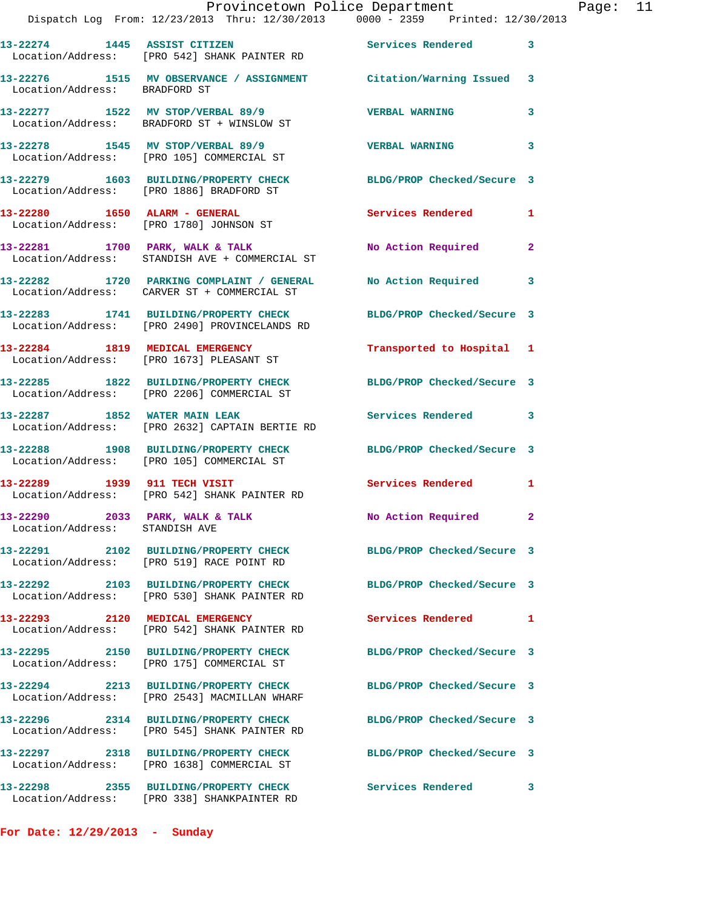13-22274 1445 ASSIST CITIZEN Services Rendered 3
Location/Address: [PRO 542] SHANK PAINTER RD

13-22276 1515 MV OBSERVANCE / ASSIGNMENT Citation/Warning Issued 3
Location/Address: BRADFORD ST

13-22277 1522 MV STOP/VERBAL 89/9 VERBAL WARNING 3
Location/Address: BRADFORD ST + WINSLOW ST

13-22278 1545 MV STOP/VERBAL 89/9 VERBAL WARNING 3
Location/Address: [PRO 105] COMMERCIAL ST

13-22279 1603 BUILDING/PROPERTY CHECK BLDG/PROP Checked/Secure 3
Location/Address: [PRO 1886] BRADFORD ST

13-22280 1650 ALARM - GENERAL Services Rendered 1
Location/Address: [PRO 1780] JOHNSON ST

13-22281 1700 PARK, WALK & TALK No Action Required 2
Location/Address: STANDISH AVE + COMMERCIAL ST

13-22282 1720 PARKING COMPLAINT / GENERAL No Action Required 3
Location/Address: CARVER ST + COMMERCIAL ST

13-22283 1741 BUILDING/PROPERTY CHECK BLDG/PROP Checked/Secure 3
Location/Address: [PRO 2490] PROVINCELANDS RD

13-22284 1819 MEDICAL EMERGENCY Transported to Hospital 1
Location/Address: [PRO 1673] PLEASANT ST

13-22285 1822 BUILDING/PROPERTY CHECK BLDG/PROP Checked/Secure 3
Location/Address: [PRO 2206] COMMERCIAL ST

13-22287 1852 WATER MAIN LEAK Services Rendered 3
Location/Address: [PRO 2632] CAPTAIN BERTIE RD

13-22288 1908 BUILDING/PROPERTY CHECK BLDG/PROP Checked/Secure 3
Location/Address: [PRO 105] COMMERCIAL ST

13-22289 1939 911 TECH VISIT Services Rendered 1
Location/Address: [PRO 542] SHANK PAINTER RD

13-22290 2033 PARK, WALK & TALK No Action Required 2
Location/Address: STANDISH AVE

13-22291 2102 BUILDING/PROPERTY CHECK BLDG/PROP Checked/Secure 3
Location/Address: [PRO 519] RACE POINT RD

13-22292 2103 BUILDING/PROPERTY CHECK BLDG/PROP Checked/Secure 3
Location/Address: [PRO 530] SHANK PAINTER RD

13-22293 2120 MEDICAL EMERGENCY Services Rendered 1
Location/Address: [PRO 542] SHANK PAINTER RD

13-22295 2150 BUILDING/PROPERTY CHECK BLDG/PROP Checked/Secure 3
Location/Address: [PRO 175] COMMERCIAL ST

13-22294 2213 BUILDING/PROPERTY CHECK BLDG/PROP Checked/Secure 3
Location/Address: [PRO 2543] MACMILLAN WHARF

13-22296 2314 BUILDING/PROPERTY CHECK BLDG/PROP Checked/Secure 3
Location/Address: [PRO 545] SHANK PAINTER RD

13-22297 2318 BUILDING/PROPERTY CHECK BLDG/PROP Checked/Secure 3
Location/Address: [PRO 1638] COMMERCIAL ST

13-22298 2355 BUILDING/PROPERTY CHECK Services Rendered 3
Location/Address: [PRO 338] SHANKPAINTER RD

**For Date: 12/29/2013 - Sunday**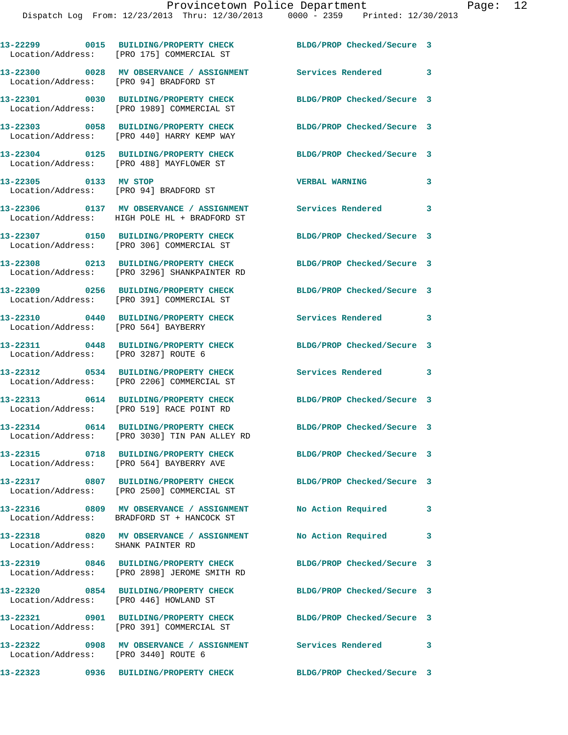13-22299 0015 BUILDING/PROPERTY CHECK BLDG/PROP Checked/Secure 3
Location/Address: [PRO 175] COMMERCIAL ST

13-22300 0028 MV OBSERVANCE / ASSIGNMENT Services Rendered 3
Location/Address: [PRO 94] BRADFORD ST

13-22301 0030 BUILDING/PROPERTY CHECK BLDG/PROP Checked/Secure 3
Location/Address: [PRO 1989] COMMERCIAL ST

13-22303 0058 BUILDING/PROPERTY CHECK BLDG/PROP Checked/Secure 3
Location/Address: [PRO 440] HARRY KEMP WAY

13-22304 0125 BUILDING/PROPERTY CHECK BLDG/PROP Checked/Secure 3
Location/Address: [PRO 488] MAYFLOWER ST

13-22305 0133 MV STOP VERBAL WARNING 3
Location/Address: [PRO 94] BRADFORD ST

13-22306 0137 MV OBSERVANCE / ASSIGNMENT Services Rendered 3
Location/Address: HIGH POLE HL + BRADFORD ST

13-22307 0150 BUILDING/PROPERTY CHECK BLDG/PROP Checked/Secure 3
Location/Address: [PRO 306] COMMERCIAL ST

13-22308 0213 BUILDING/PROPERTY CHECK BLDG/PROP Checked/Secure 3
Location/Address: [PRO 3296] SHANKPAINTER RD

13-22309 0256 BUILDING/PROPERTY CHECK BLDG/PROP Checked/Secure 3
Location/Address: [PRO 391] COMMERCIAL ST

13-22310 0440 BUILDING/PROPERTY CHECK Services Rendered 3
Location/Address: [PRO 564] BAYBERRY

13-22311 0448 BUILDING/PROPERTY CHECK BLDG/PROP Checked/Secure 3
Location/Address: [PRO 3287] ROUTE 6

13-22312 0534 BUILDING/PROPERTY CHECK Services Rendered 3
Location/Address: [PRO 2206] COMMERCIAL ST

13-22313 0614 BUILDING/PROPERTY CHECK BLDG/PROP Checked/Secure 3
Location/Address: [PRO 519] RACE POINT RD

13-22314 0614 BUILDING/PROPERTY CHECK BLDG/PROP Checked/Secure 3
Location/Address: [PRO 3030] TIN PAN ALLEY RD

13-22315 0718 BUILDING/PROPERTY CHECK BLDG/PROP Checked/Secure 3
Location/Address: [PRO 564] BAYBERRY AVE

13-22317 0807 BUILDING/PROPERTY CHECK BLDG/PROP Checked/Secure 3
Location/Address: [PRO 2500] COMMERCIAL ST

13-22316 0809 MV OBSERVANCE / ASSIGNMENT No Action Required 3
Location/Address: BRADFORD ST + HANCOCK ST

13-22318 0820 MV OBSERVANCE / ASSIGNMENT No Action Required 3
Location/Address: SHANK PAINTER RD

13-22319 0846 BUILDING/PROPERTY CHECK BLDG/PROP Checked/Secure 3
Location/Address: [PRO 2898] JEROME SMITH RD

13-22320 0854 BUILDING/PROPERTY CHECK BLDG/PROP Checked/Secure 3
Location/Address: [PRO 446] HOWLAND ST

13-22321 0901 BUILDING/PROPERTY CHECK BLDG/PROP Checked/Secure 3
Location/Address: [PRO 391] COMMERCIAL ST

13-22322 0908 MV OBSERVANCE / ASSIGNMENT Services Rendered 3
Location/Address: [PRO 3440] ROUTE 6

13-22323 0936 BUILDING/PROPERTY CHECK BLDG/PROP Checked/Secure 3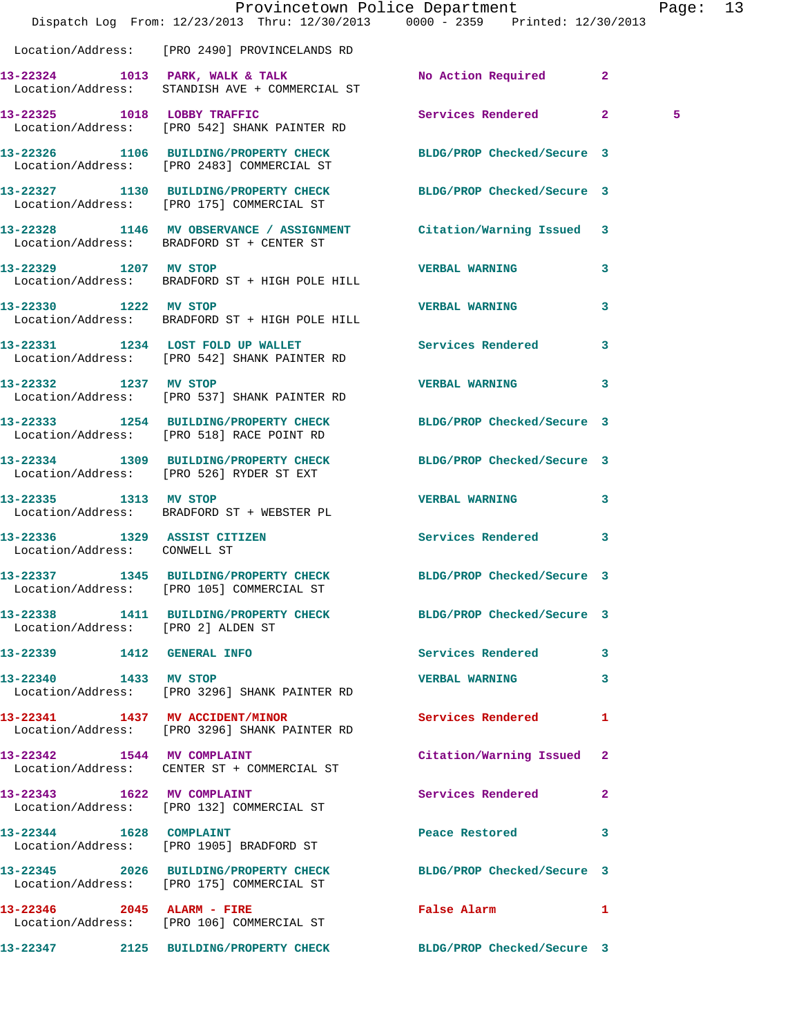Location/Address: [PRO 2490] PROVINCELANDS RD

**13-22324 1013 PARK, WALK & TALK** No Action Required 2
Location/Address: STANDISH AVE + COMMERCIAL ST

**13-22325 1018 LOBBY TRAFFIC** Services Rendered 2 5
Location/Address: [PRO 542] SHANK PAINTER RD

**13-22326 1106 BUILDING/PROPERTY CHECK** BLDG/PROP Checked/Secure 3
Location/Address: [PRO 2483] COMMERCIAL ST

**13-22327 1130 BUILDING/PROPERTY CHECK** BLDG/PROP Checked/Secure 3
Location/Address: [PRO 175] COMMERCIAL ST

**13-22328 1146 MV OBSERVANCE / ASSIGNMENT** Citation/Warning Issued 3
Location/Address: BRADFORD ST + CENTER ST

**13-22329 1207 MV STOP** VERBAL WARNING 3
Location/Address: BRADFORD ST + HIGH POLE HILL

**13-22330 1222 MV STOP** VERBAL WARNING 3
Location/Address: BRADFORD ST + HIGH POLE HILL

**13-22331 1234 LOST FOLD UP WALLET** Services Rendered 3
Location/Address: [PRO 542] SHANK PAINTER RD

**13-22332 1237 MV STOP** VERBAL WARNING 3
Location/Address: [PRO 537] SHANK PAINTER RD

**13-22333 1254 BUILDING/PROPERTY CHECK** BLDG/PROP Checked/Secure 3
Location/Address: [PRO 518] RACE POINT RD

**13-22334 1309 BUILDING/PROPERTY CHECK** BLDG/PROP Checked/Secure 3
Location/Address: [PRO 526] RYDER ST EXT

**13-22335 1313 MV STOP** VERBAL WARNING 3
Location/Address: BRADFORD ST + WEBSTER PL

**13-22336 1329 ASSIST CITIZEN** Services Rendered 3
Location/Address: CONWELL ST

**13-22337 1345 BUILDING/PROPERTY CHECK** BLDG/PROP Checked/Secure 3
Location/Address: [PRO 105] COMMERCIAL ST

**13-22338 1411 BUILDING/PROPERTY CHECK** BLDG/PROP Checked/Secure 3
Location/Address: [PRO 2] ALDEN ST

**13-22339 1412 GENERAL INFO** Services Rendered 3

**13-22340 1433 MV STOP** VERBAL WARNING 3
Location/Address: [PRO 3296] SHANK PAINTER RD

**13-22341 1437 MV ACCIDENT/MINOR** Services Rendered 1
Location/Address: [PRO 3296] SHANK PAINTER RD

**13-22342 1544 MV COMPLAINT** Citation/Warning Issued 2
Location/Address: CENTER ST + COMMERCIAL ST

**13-22343 1622 MV COMPLAINT** Services Rendered 2
Location/Address: [PRO 132] COMMERCIAL ST

**13-22344 1628 COMPLAINT** Peace Restored 3
Location/Address: [PRO 1905] BRADFORD ST

**13-22345 2026 BUILDING/PROPERTY CHECK** BLDG/PROP Checked/Secure 3
Location/Address: [PRO 175] COMMERCIAL ST

**13-22346 2045 ALARM - FIRE** False Alarm 1
Location/Address: [PRO 106] COMMERCIAL ST

**13-22347 2125 BUILDING/PROPERTY CHECK** BLDG/PROP Checked/Secure 3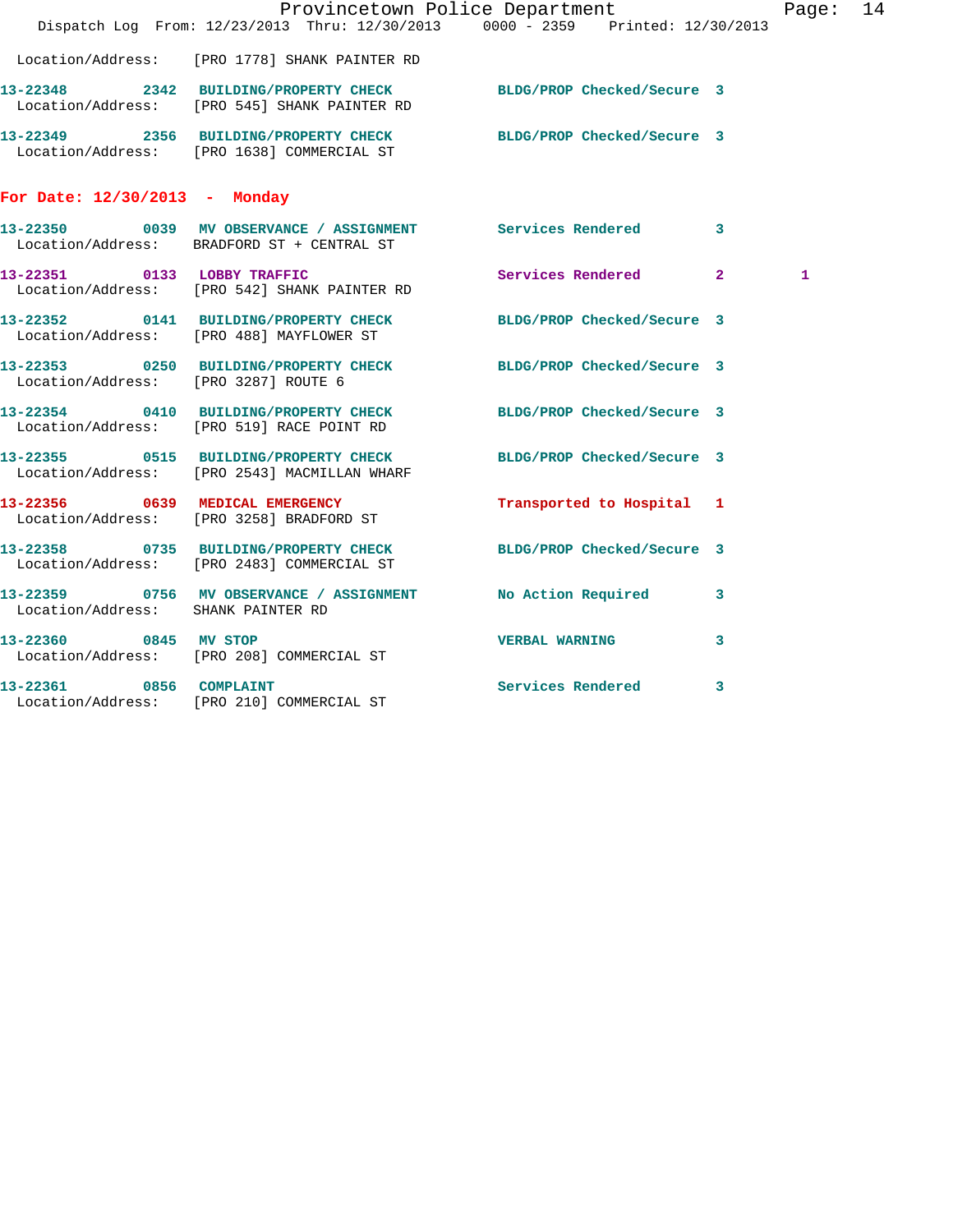Location/Address: [PRO 1778] SHANK PAINTER RD

**13-22348 2342 BUILDING/PROPERTY CHECK** BLDG/PROP Checked/Secure 3
Location/Address: [PRO 545] SHANK PAINTER RD

**13-22349 2356 BUILDING/PROPERTY CHECK** BLDG/PROP Checked/Secure 3
Location/Address: [PRO 1638] COMMERCIAL ST

## For Date: 12/30/2013 - Monday

**13-22350 0039 MV OBSERVANCE / ASSIGNMENT** Services Rendered 3
Location/Address: BRADFORD ST + CENTRAL ST

**13-22351 0133 LOBBY TRAFFIC** Services Rendered 2 1
Location/Address: [PRO 542] SHANK PAINTER RD

**13-22352 0141 BUILDING/PROPERTY CHECK** BLDG/PROP Checked/Secure 3
Location/Address: [PRO 488] MAYFLOWER ST

**13-22353 0250 BUILDING/PROPERTY CHECK** BLDG/PROP Checked/Secure 3
Location/Address: [PRO 3287] ROUTE 6

**13-22354 0410 BUILDING/PROPERTY CHECK** BLDG/PROP Checked/Secure 3
Location/Address: [PRO 519] RACE POINT RD

**13-22355 0515 BUILDING/PROPERTY CHECK** BLDG/PROP Checked/Secure 3
Location/Address: [PRO 2543] MACMILLAN WHARF

**13-22356 0639 MEDICAL EMERGENCY** Transported to Hospital 1
Location/Address: [PRO 3258] BRADFORD ST

**13-22358 0735 BUILDING/PROPERTY CHECK** BLDG/PROP Checked/Secure 3
Location/Address: [PRO 2483] COMMERCIAL ST

**13-22359 0756 MV OBSERVANCE / ASSIGNMENT** No Action Required 3
Location/Address: SHANK PAINTER RD

**13-22360 0845 MV STOP** VERBAL WARNING 3
Location/Address: [PRO 208] COMMERCIAL ST

**13-22361 0856 COMPLAINT** Services Rendered 3
Location/Address: [PRO 210] COMMERCIAL ST